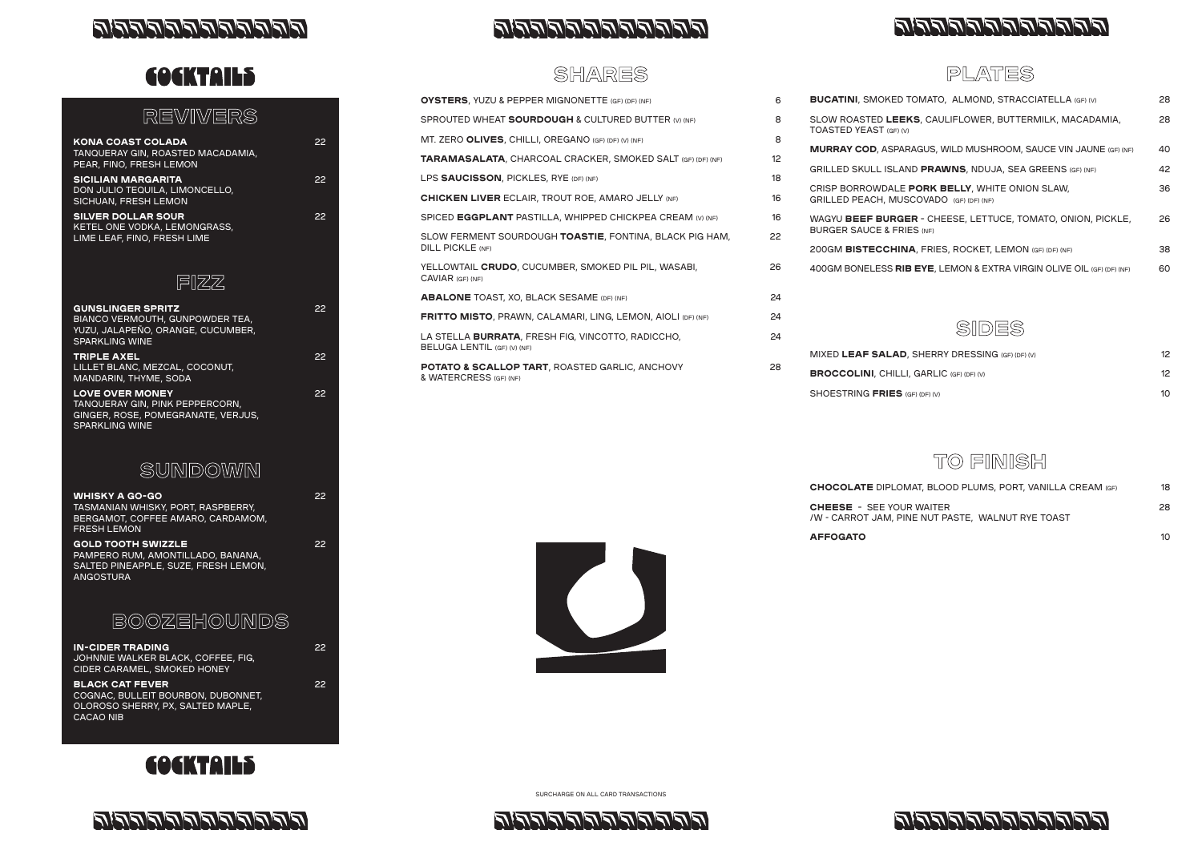# COCKTAILS

## REVIVERS

**KONA COAST COLADA** 22
TANQUERAY GIN, ROASTED MACADAMIA, PEAR, FINO, FRESH LEMON

**SICILIAN MARGARITA** 22
DON JULIO TEQUILA, LIMONCELLO, SICHUAN, FRESH LEMON

**SILVER DOLLAR SOUR** 22
KETEL ONE VODKA, LEMONGRASS, LIME LEAF, FINO, FRESH LIME

## FIZZ

**GUNSLINGER SPRITZ** 22
BIANCO VERMOUTH, GUNPOWDER TEA, YUZU, JALAPEÑO, ORANGE, CUCUMBER, SPARKLING WINE

**TRIPLE AXEL** 22
LILLET BLANC, MEZCAL, COCONUT, MANDARIN, THYME, SODA

**LOVE OVER MONEY** 22
TANQUERAY GIN, PINK PEPPERCORN, GINGER, ROSE, POMEGRANATE, VERJUS, SPARKLING WINE

## SUNDOWN

**WHISKY A GO-GO** 22
TASMANIAN WHISKY, PORT, RASPBERRY, BERGAMOT, COFFEE AMARO, CARDAMOM, FRESH LEMON

**GOLD TOOTH SWIZZLE** 22
PAMPERO RUM, AMONTILLADO, BANANA, SALTED PINEAPPLE, SUZE, FRESH LEMON, ANGOSTURA

## BOOZEHOUNDS

**IN-CIDER TRADING** 22
JOHNNIE WALKER BLACK, COFFEE, FIG, CIDER CARAMEL, SMOKED HONEY

**BLACK CAT FEVER** 22
COGNAC, BULLEIT BOURBON, DUBONNET, OLOROSO SHERRY, PX, SALTED MAPLE, CACAO NIB

# COCKTAILS

# SHARES

| | |
|---|---|
| **OYSTERS**, YUZU & PEPPER MIGNONETTE (GF) (DF) (NF) | 6 |
| SPROUTED WHEAT **SOURDOUGH** & CULTURED BUTTER (V) (NF) | 8 |
| MT. ZERO **OLIVES**, CHILLI, OREGANO (GF) (DF) (V) (NF) | 8 |
| **TARAMASALATA**, CHARCOAL CRACKER, SMOKED SALT (GF) (DF) (NF) | 12 |
| LPS **SAUCISSON**, PICKLES, RYE (DF) (NF) | 18 |
| **CHICKEN LIVER** ECLAIR, TROUT ROE, AMARO JELLY (NF) | 16 |
| SPICED **EGGPLANT** PASTILLA, WHIPPED CHICKPEA CREAM (V) (NF) | 16 |
| SLOW FERMENT SOURDOUGH **TOASTIE**, FONTINA, BLACK PIG HAM, DILL PICKLE (NF) | 22 |
| YELLOWTAIL **CRUDO**, CUCUMBER, SMOKED PIL PIL, WASABI, CAVIAR (GF) (NF) | 26 |
| **ABALONE** TOAST, XO, BLACK SESAME (DF) (NF) | 24 |
| **FRITTO MISTO**, PRAWN, CALAMARI, LING, LEMON, AIOLI (DF) (NF) | 24 |
| LA STELLA **BURRATA**, FRESH FIG, VINCOTTO, RADICCHIO, BELUGA LENTIL (GF) (V) (NF) | 24 |
| **POTATO & SCALLOP TART**, ROASTED GARLIC, ANCHOVY & WATERCRESS (GF) (NF) | 28 |

SURCHARGE ON ALL CARD TRANSACTIONS

# PLATES

| | |
|---|---|
| **BUCATINI**, SMOKED TOMATO, ALMOND, STRACCIATELLA (GF) (V) | 28 |
| SLOW ROASTED **LEEKS**, CAULIFLOWER, BUTTERMILK, MACADAMIA, TOASTED YEAST (GF) (V) | 28 |
| **MURRAY COD**, ASPARAGUS, WILD MUSHROOM, SAUCE VIN JAUNE (GF) (NF) | 40 |
| GRILLED SKULL ISLAND **PRAWNS**, NDUJA, SEA GREENS (GF) (NF) | 42 |
| CRISP BORROWDALE **PORK BELLY**, WHITE ONION SLAW, GRILLED PEACH, MUSCOVADO (GF) (DF) (NF) | 36 |
| WAGYU **BEEF BURGER** - CHEESE, LETTUCE, TOMATO, ONION, PICKLE, BURGER SAUCE & FRIES (NF) | 26 |
| 200GM **BISTECCHINA**, FRIES, ROCKET, LEMON (GF) (DF) (NF) | 38 |
| 400GM BONELESS **RIB EYE**, LEMON & EXTRA VIRGIN OLIVE OIL (GF) (DF) (NF) | 60 |

# SIDES

| | |
|---|---|
| MIXED **LEAF SALAD**, SHERRY DRESSING (GF) (DF) (V) | 12 |
| **BROCCOLINI**, CHILLI, GARLIC (GF) (DF) (V) | 12 |
| SHOESTRING **FRIES** (GF) (DF) (V) | 10 |

# TO FINISH

| | |
|---|---|
| **CHOCOLATE** DIPLOMAT, BLOOD PLUMS, PORT, VANILLA CREAM (GF) | 18 |
| **CHEESE** - SEE YOUR WAITER /W - CARROT JAM, PINE NUT PASTE, WALNUT RYE TOAST | 28 |
| **AFFOGATO** | 10 |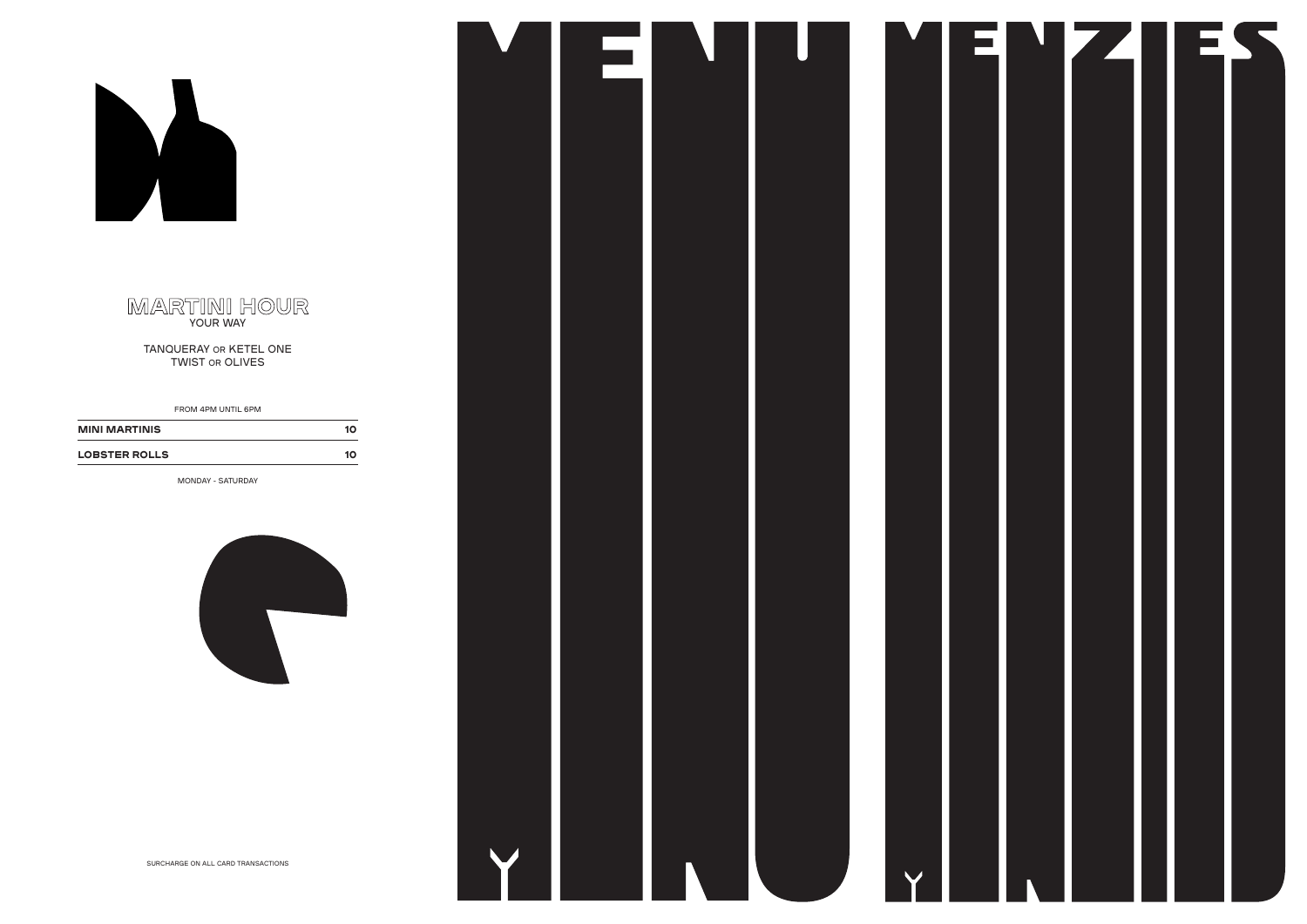# MARTINI HOUR

YOUR WAY

TANQUERAY OR KETEL ONE
TWIST OR OLIVES

FROM 4PM UNTIL 6PM

| | |
|---|---|
| **MINI MARTINIS** | 10 |
| **LOBSTER ROLLS** | 10 |

MONDAY - SATURDAY

SURCHARGE ON ALL CARD TRANSACTIONS

# MENU MENZIES